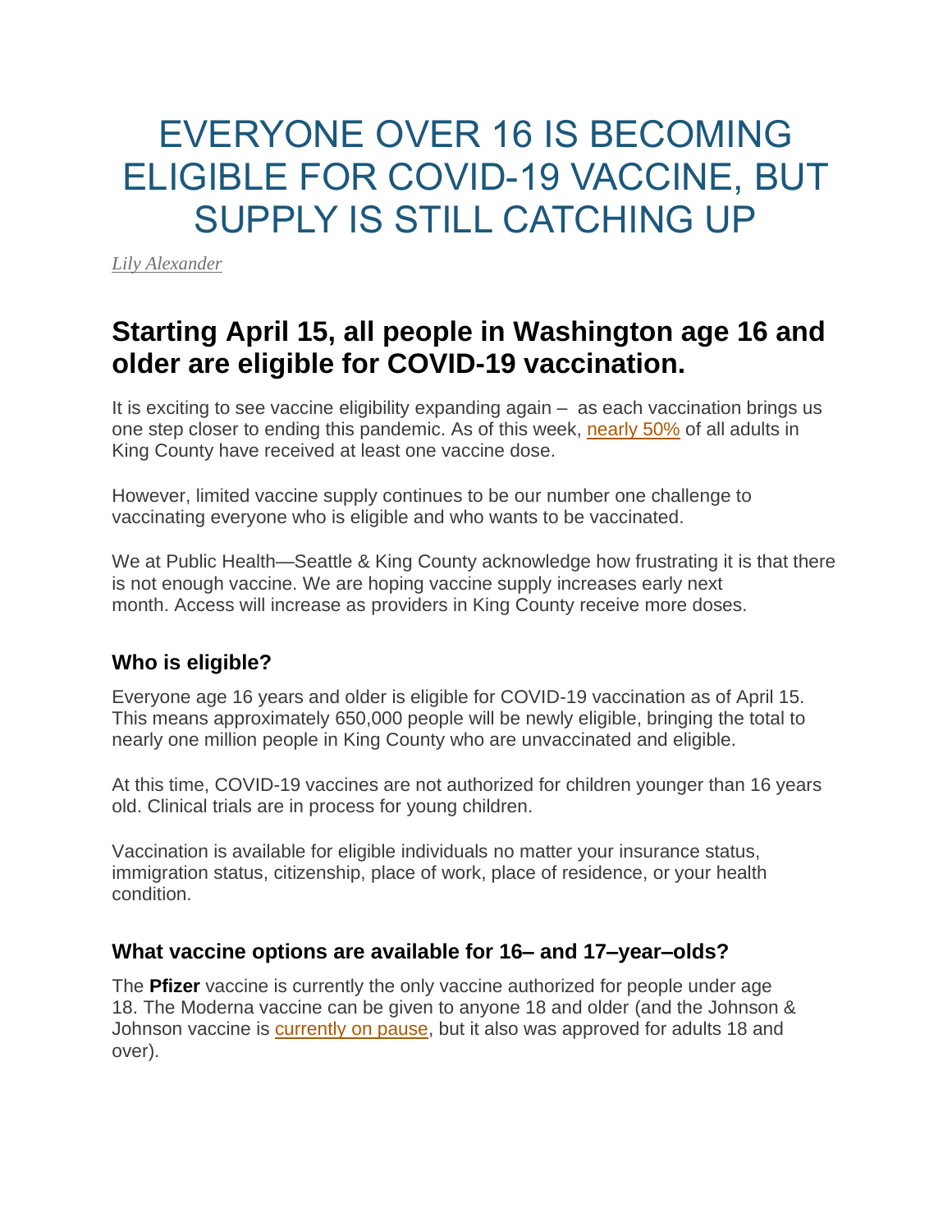# EVERYONE OVER 16 IS BECOMING ELIGIBLE FOR COVID-19 VACCINE, BUT SUPPLY IS STILL CATCHING UP

*Lily Alexander*

## Starting April 15, all people in Washington age 16 and older are eligible for COVID-19 vaccination.

It is exciting to see vaccine eligibility expanding again – as each vaccination brings us one step closer to ending this pandemic. As of this week, nearly 50% of all adults in King County have received at least one vaccine dose.

However, limited vaccine supply continues to be our number one challenge to vaccinating everyone who is eligible and who wants to be vaccinated.

We at Public Health—Seattle & King County acknowledge how frustrating it is that there is not enough vaccine. We are hoping vaccine supply increases early next month. Access will increase as providers in King County receive more doses.

### Who is eligible?

Everyone age 16 years and older is eligible for COVID-19 vaccination as of April 15. This means approximately 650,000 people will be newly eligible, bringing the total to nearly one million people in King County who are unvaccinated and eligible.

At this time, COVID-19 vaccines are not authorized for children younger than 16 years old. Clinical trials are in process for young children.

Vaccination is available for eligible individuals no matter your insurance status, immigration status, citizenship, place of work, place of residence, or your health condition.

### What vaccine options are available for 16– and 17–year–olds?

The **Pfizer** vaccine is currently the only vaccine authorized for people under age 18. The Moderna vaccine can be given to anyone 18 and older (and the Johnson & Johnson vaccine is currently on pause, but it also was approved for adults 18 and over).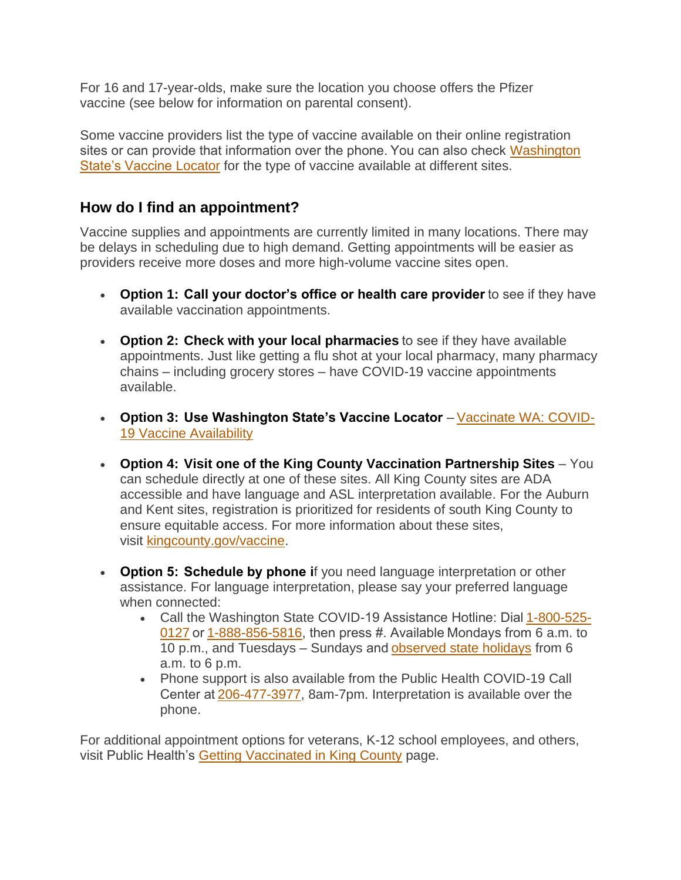For 16 and 17-year-olds, make sure the location you choose offers the Pfizer vaccine (see below for information on parental consent).

Some vaccine providers list the type of vaccine available on their online registration sites or can provide that information over the phone. You can also check Washington State's Vaccine Locator for the type of vaccine available at different sites.

## How do I find an appointment?

Vaccine supplies and appointments are currently limited in many locations. There may be delays in scheduling due to high demand. Getting appointments will be easier as providers receive more doses and more high-volume vaccine sites open.

- **Option 1: Call your doctor's office or health care provider** to see if they have available vaccination appointments.
- **Option 2: Check with your local pharmacies** to see if they have available appointments. Just like getting a flu shot at your local pharmacy, many pharmacy chains – including grocery stores – have COVID-19 vaccine appointments available.
- **Option 3: Use Washington State's Vaccine Locator** – Vaccinate WA: COVID-19 Vaccine Availability
- **Option 4: Visit one of the King County Vaccination Partnership Sites** – You can schedule directly at one of these sites. All King County sites are ADA accessible and have language and ASL interpretation available. For the Auburn and Kent sites, registration is prioritized for residents of south King County to ensure equitable access. For more information about these sites, visit kingcounty.gov/vaccine.
- **Option 5: Schedule by phone i**f you need language interpretation or other assistance. For language interpretation, please say your preferred language when connected:
  - Call the Washington State COVID-19 Assistance Hotline: Dial 1-800-525-0127 or 1-888-856-5816, then press #. Available Mondays from 6 a.m. to 10 p.m., and Tuesdays – Sundays and observed state holidays from 6 a.m. to 6 p.m.
  - Phone support is also available from the Public Health COVID-19 Call Center at 206-477-3977, 8am-7pm. Interpretation is available over the phone.

For additional appointment options for veterans, K-12 school employees, and others, visit Public Health's Getting Vaccinated in King County page.